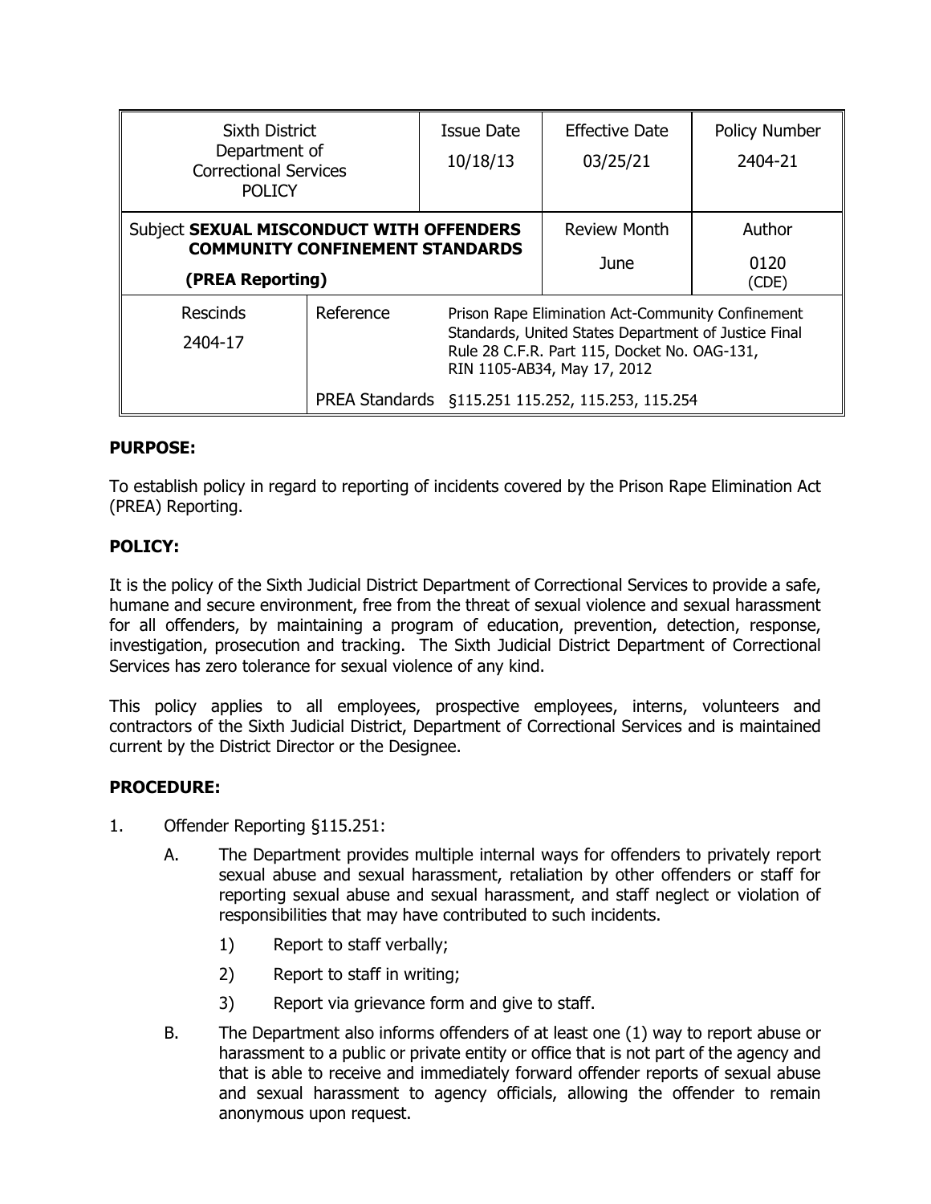| Sixth District Department of Correctional Services POLICY | | Issue Date 10/18/13 | Effective Date 03/25/21 | Policy Number 2404-21 |
|---|---|---|---|---|
| Subject **SEXUAL MISCONDUCT WITH OFFENDERS COMMUNITY CONFINEMENT STANDARDS (PREA Reporting)** | | | Review Month June | Author 0120 (CDE) |
| Rescinds 2404-17 | Reference | Prison Rape Elimination Act-Community Confinement Standards, United States Department of Justice Final Rule 28 C.F.R. Part 115, Docket No. OAG-131, RIN 1105-AB34, May 17, 2012 | | |
| | PREA Standards | §115.251 115.252, 115.253, 115.254 | | |

**PURPOSE:**

To establish policy in regard to reporting of incidents covered by the Prison Rape Elimination Act (PREA) Reporting.

**POLICY:**

It is the policy of the Sixth Judicial District Department of Correctional Services to provide a safe, humane and secure environment, free from the threat of sexual violence and sexual harassment for all offenders, by maintaining a program of education, prevention, detection, response, investigation, prosecution and tracking. The Sixth Judicial District Department of Correctional Services has zero tolerance for sexual violence of any kind.

This policy applies to all employees, prospective employees, interns, volunteers and contractors of the Sixth Judicial District, Department of Correctional Services and is maintained current by the District Director or the Designee.

**PROCEDURE:**

1. Offender Reporting §115.251:

   A. The Department provides multiple internal ways for offenders to privately report sexual abuse and sexual harassment, retaliation by other offenders or staff for reporting sexual abuse and sexual harassment, and staff neglect or violation of responsibilities that may have contributed to such incidents.

      1) Report to staff verbally;

      2) Report to staff in writing;

      3) Report via grievance form and give to staff.

   B. The Department also informs offenders of at least one (1) way to report abuse or harassment to a public or private entity or office that is not part of the agency and that is able to receive and immediately forward offender reports of sexual abuse and sexual harassment to agency officials, allowing the offender to remain anonymous upon request.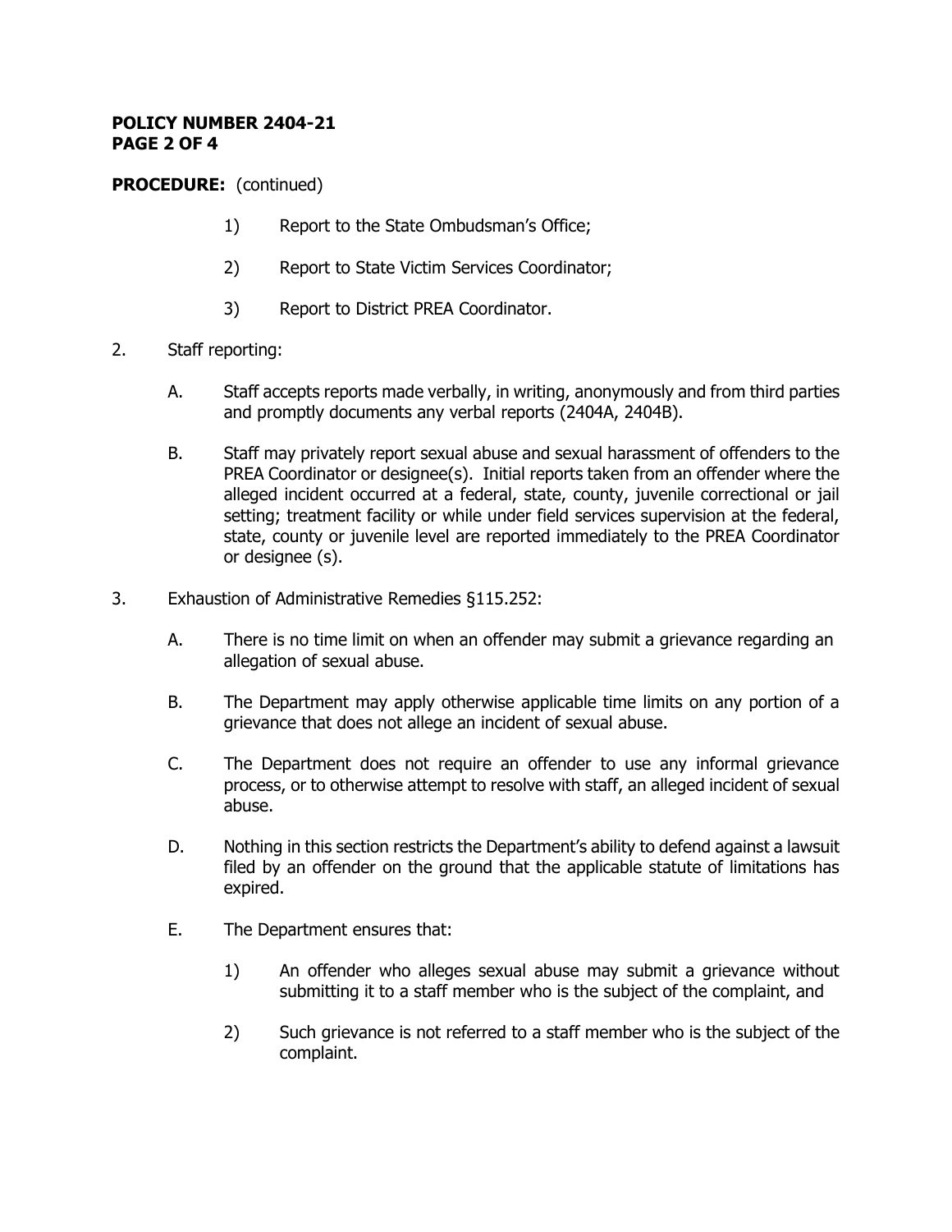**PROCEDURE:** (continued)

1) Report to the State Ombudsman's Office;

2) Report to State Victim Services Coordinator;

3) Report to District PREA Coordinator.

2. Staff reporting:

   A. Staff accepts reports made verbally, in writing, anonymously and from third parties and promptly documents any verbal reports (2404A, 2404B).

   B. Staff may privately report sexual abuse and sexual harassment of offenders to the PREA Coordinator or designee(s). Initial reports taken from an offender where the alleged incident occurred at a federal, state, county, juvenile correctional or jail setting; treatment facility or while under field services supervision at the federal, state, county or juvenile level are reported immediately to the PREA Coordinator or designee (s).

3. Exhaustion of Administrative Remedies §115.252:

   A. There is no time limit on when an offender may submit a grievance regarding an allegation of sexual abuse.

   B. The Department may apply otherwise applicable time limits on any portion of a grievance that does not allege an incident of sexual abuse.

   C. The Department does not require an offender to use any informal grievance process, or to otherwise attempt to resolve with staff, an alleged incident of sexual abuse.

   D. Nothing in this section restricts the Department's ability to defend against a lawsuit filed by an offender on the ground that the applicable statute of limitations has expired.

   E. The Department ensures that:

      1) An offender who alleges sexual abuse may submit a grievance without submitting it to a staff member who is the subject of the complaint, and

      2) Such grievance is not referred to a staff member who is the subject of the complaint.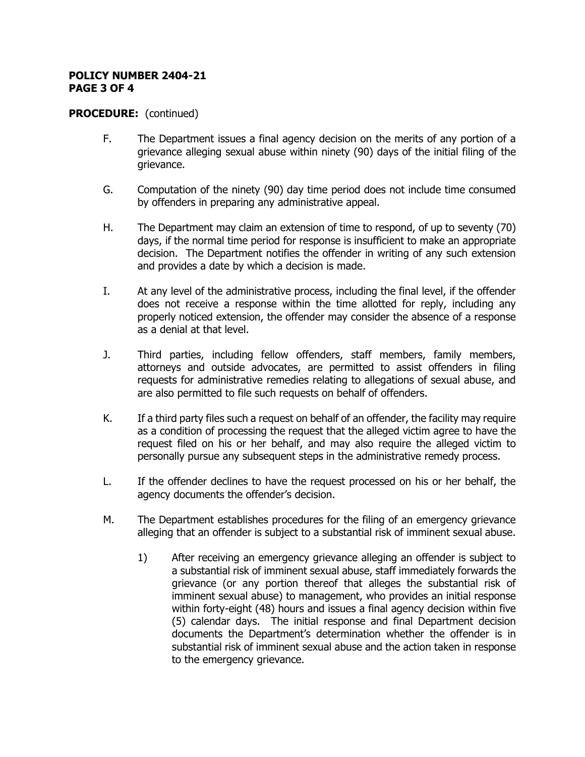**PROCEDURE:** (continued)

F. The Department issues a final agency decision on the merits of any portion of a grievance alleging sexual abuse within ninety (90) days of the initial filing of the grievance.

G. Computation of the ninety (90) day time period does not include time consumed by offenders in preparing any administrative appeal.

H. The Department may claim an extension of time to respond, of up to seventy (70) days, if the normal time period for response is insufficient to make an appropriate decision. The Department notifies the offender in writing of any such extension and provides a date by which a decision is made.

I. At any level of the administrative process, including the final level, if the offender does not receive a response within the time allotted for reply, including any properly noticed extension, the offender may consider the absence of a response as a denial at that level.

J. Third parties, including fellow offenders, staff members, family members, attorneys and outside advocates, are permitted to assist offenders in filing requests for administrative remedies relating to allegations of sexual abuse, and are also permitted to file such requests on behalf of offenders.

K. If a third party files such a request on behalf of an offender, the facility may require as a condition of processing the request that the alleged victim agree to have the request filed on his or her behalf, and may also require the alleged victim to personally pursue any subsequent steps in the administrative remedy process.

L. If the offender declines to have the request processed on his or her behalf, the agency documents the offender's decision.

M. The Department establishes procedures for the filing of an emergency grievance alleging that an offender is subject to a substantial risk of imminent sexual abuse.

   1) After receiving an emergency grievance alleging an offender is subject to a substantial risk of imminent sexual abuse, staff immediately forwards the grievance (or any portion thereof that alleges the substantial risk of imminent sexual abuse) to management, who provides an initial response within forty-eight (48) hours and issues a final agency decision within five (5) calendar days. The initial response and final Department decision documents the Department's determination whether the offender is in substantial risk of imminent sexual abuse and the action taken in response to the emergency grievance.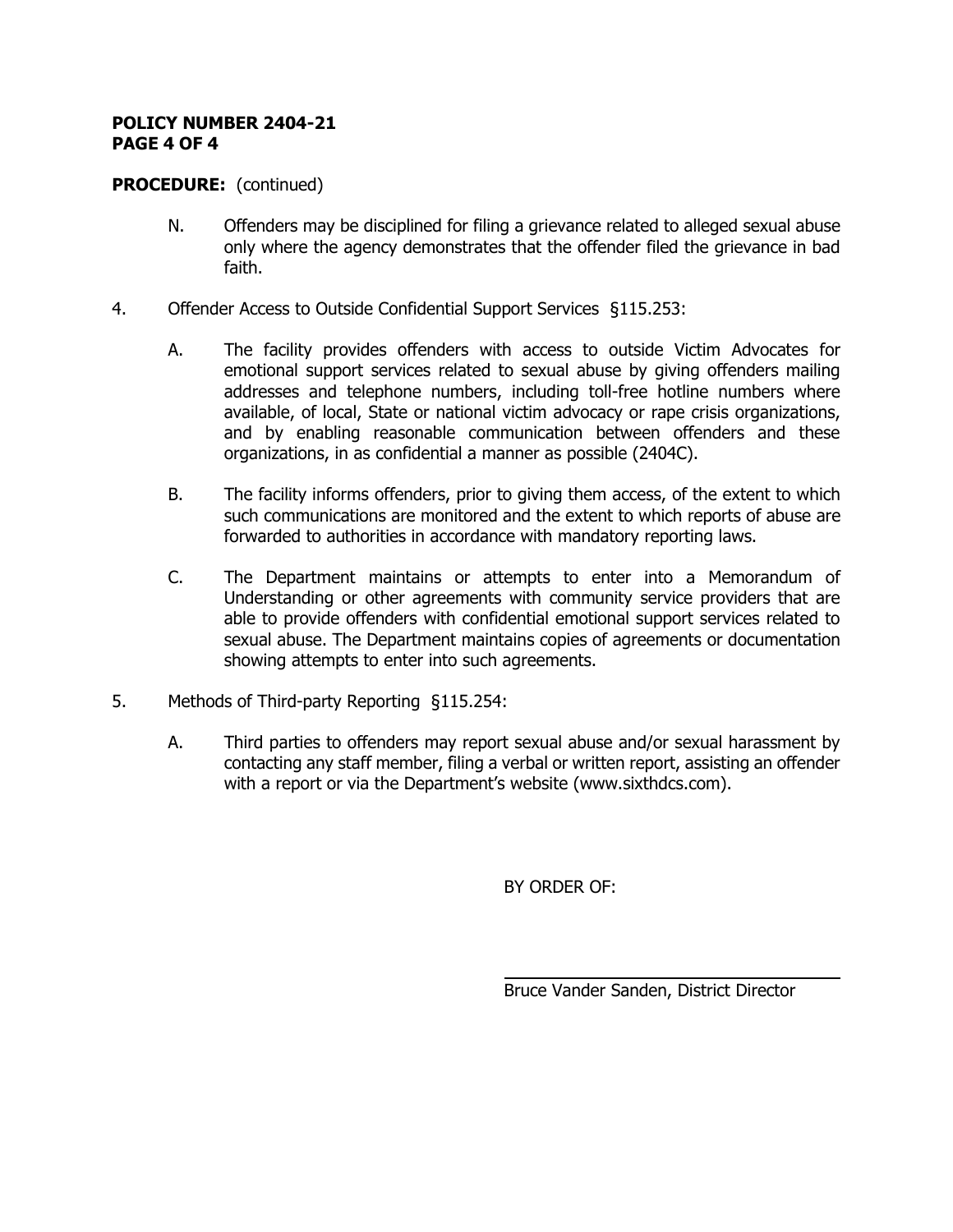**POLICY NUMBER 2404-21**

**PROCEDURE:** (continued)

N. Offenders may be disciplined for filing a grievance related to alleged sexual abuse only where the agency demonstrates that the offender filed the grievance in bad faith.

4. Offender Access to Outside Confidential Support Services §115.253:

   A. The facility provides offenders with access to outside Victim Advocates for emotional support services related to sexual abuse by giving offenders mailing addresses and telephone numbers, including toll-free hotline numbers where available, of local, State or national victim advocacy or rape crisis organizations, and by enabling reasonable communication between offenders and these organizations, in as confidential a manner as possible (2404C).

   B. The facility informs offenders, prior to giving them access, of the extent to which such communications are monitored and the extent to which reports of abuse are forwarded to authorities in accordance with mandatory reporting laws.

   C. The Department maintains or attempts to enter into a Memorandum of Understanding or other agreements with community service providers that are able to provide offenders with confidential emotional support services related to sexual abuse. The Department maintains copies of agreements or documentation showing attempts to enter into such agreements.

5. Methods of Third-party Reporting §115.254:

   A. Third parties to offenders may report sexual abuse and/or sexual harassment by contacting any staff member, filing a verbal or written report, assisting an offender with a report or via the Department's website (www.sixthdcs.com).

BY ORDER OF:

Bruce Vander Sanden, District Director